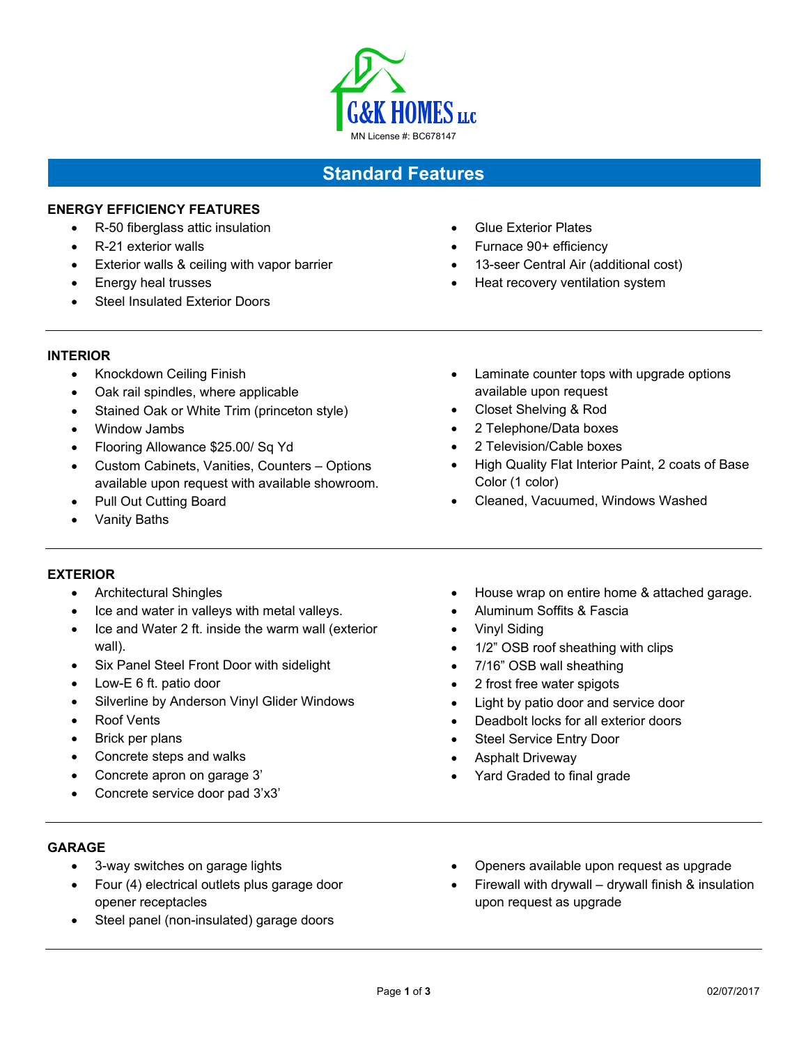G&K HOMES LLC

MN License #: BC678147

# Standard Features

## ENERGY EFFICIENCY FEATURES

- R-50 fiberglass attic insulation
- R-21 exterior walls
- Exterior walls & ceiling with vapor barrier
- Energy heal trusses
- Steel Insulated Exterior Doors
- Glue Exterior Plates
- Furnace 90+ efficiency
- 13-seer Central Air (additional cost)
- Heat recovery ventilation system

## INTERIOR

- Knockdown Ceiling Finish
- Oak rail spindles, where applicable
- Stained Oak or White Trim (princeton style)
- Window Jambs
- Flooring Allowance $25.00/ Sq Yd
- Custom Cabinets, Vanities, Counters – Options available upon request with available showroom.
- Pull Out Cutting Board
- Vanity Baths
- Laminate counter tops with upgrade options available upon request
- Closet Shelving & Rod
- 2 Telephone/Data boxes
- 2 Television/Cable boxes
- High Quality Flat Interior Paint, 2 coats of Base Color (1 color)
- Cleaned, Vacuumed, Windows Washed

## EXTERIOR

- Architectural Shingles
- Ice and water in valleys with metal valleys.
- Ice and Water 2 ft. inside the warm wall (exterior wall).
- Six Panel Steel Front Door with sidelight
- Low-E 6 ft. patio door
- Silverline by Anderson Vinyl Glider Windows
- Roof Vents
- Brick per plans
- Concrete steps and walks
- Concrete apron on garage 3'
- Concrete service door pad 3'x3'
- House wrap on entire home & attached garage.
- Aluminum Soffits & Fascia
- Vinyl Siding
- 1/2" OSB roof sheathing with clips
- 7/16" OSB wall sheathing
- 2 frost free water spigots
- Light by patio door and service door
- Deadbolt locks for all exterior doors
- Steel Service Entry Door
- Asphalt Driveway
- Yard Graded to final grade

## GARAGE

- 3-way switches on garage lights
- Four (4) electrical outlets plus garage door opener receptacles
- Steel panel (non-insulated) garage doors
- Openers available upon request as upgrade
- Firewall with drywall – drywall finish & insulation upon request as upgrade

02/07/2017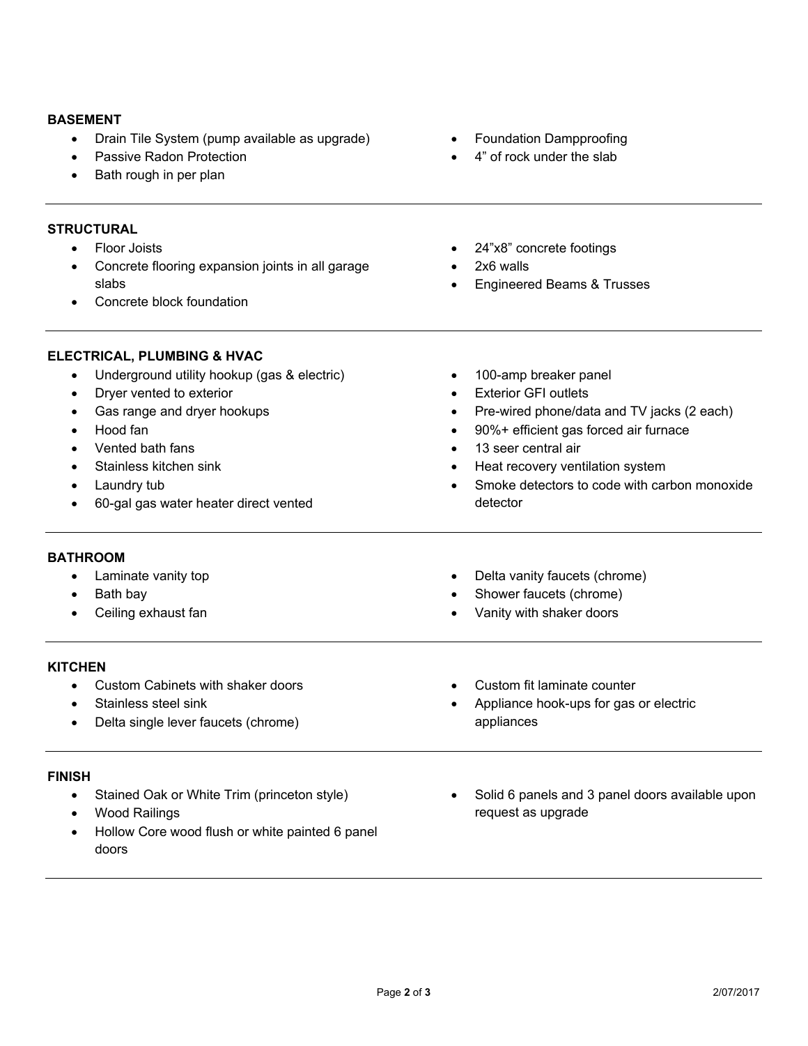## BASEMENT

- Drain Tile System (pump available as upgrade)
- Passive Radon Protection
- Bath rough in per plan
- Foundation Dampproofing
- 4" of rock under the slab

---

## STRUCTURAL

- Floor Joists
- Concrete flooring expansion joints in all garage slabs
- Concrete block foundation
- 24"x8" concrete footings
- 2x6 walls
- Engineered Beams & Trusses

---

## ELECTRICAL, PLUMBING & HVAC

- Underground utility hookup (gas & electric)
- Dryer vented to exterior
- Gas range and dryer hookups
- Hood fan
- Vented bath fans
- Stainless kitchen sink
- Laundry tub
- 60-gal gas water heater direct vented
- 100-amp breaker panel
- Exterior GFI outlets
- Pre-wired phone/data and TV jacks (2 each)
- 90%+ efficient gas forced air furnace
- 13 seer central air
- Heat recovery ventilation system
- Smoke detectors to code with carbon monoxide detector

---

## BATHROOM

- Laminate vanity top
- Bath bay
- Ceiling exhaust fan
- Delta vanity faucets (chrome)
- Shower faucets (chrome)
- Vanity with shaker doors

---

## KITCHEN

- Custom Cabinets with shaker doors
- Stainless steel sink
- Delta single lever faucets (chrome)
- Custom fit laminate counter
- Appliance hook-ups for gas or electric appliances

---

## FINISH

- Stained Oak or White Trim (princeton style)
- Wood Railings
- Hollow Core wood flush or white painted 6 panel doors
- Solid 6 panels and 3 panel doors available upon request as upgrade

---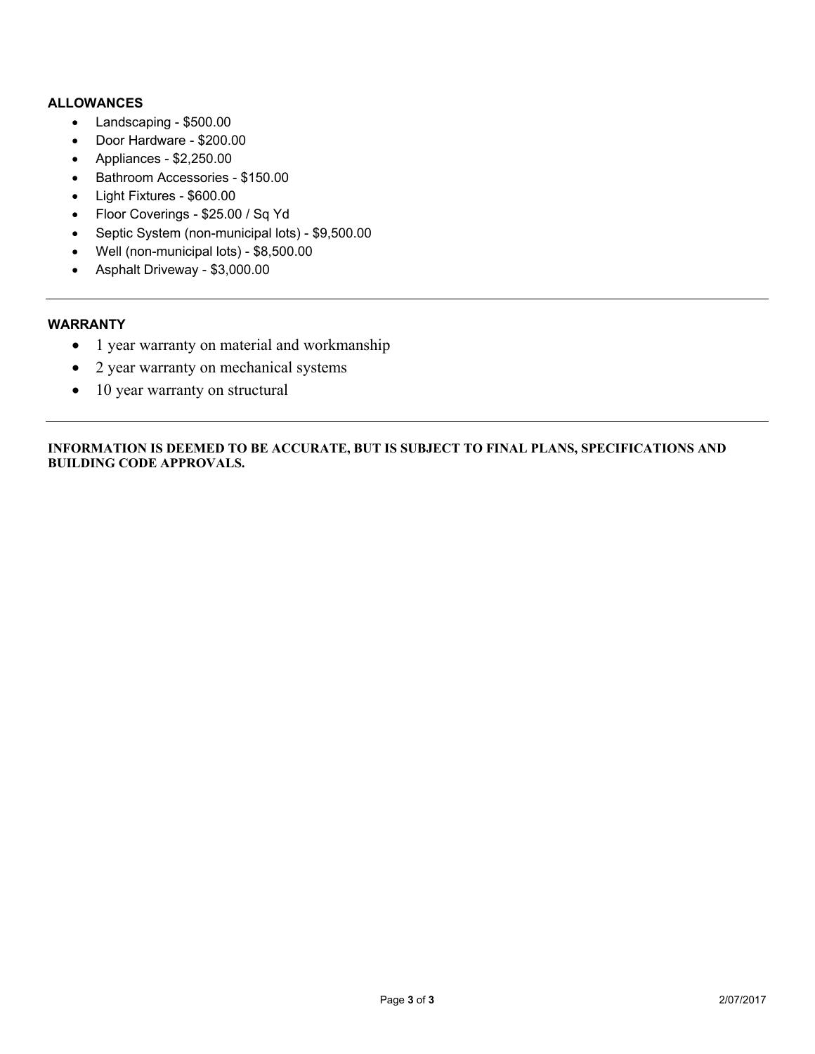**ALLOWANCES**

- Landscaping - $500.00
- Door Hardware - $200.00
- Appliances - $2,250.00
- Bathroom Accessories - $150.00
- Light Fixtures - $600.00
- Floor Coverings - $25.00 / Sq Yd
- Septic System (non-municipal lots) - $9,500.00
- Well (non-municipal lots) - $8,500.00
- Asphalt Driveway - $3,000.00

---

**WARRANTY**

- 1 year warranty on material and workmanship
- 2 year warranty on mechanical systems
- 10 year warranty on structural

---

**INFORMATION IS DEEMED TO BE ACCURATE, BUT IS SUBJECT TO FINAL PLANS, SPECIFICATIONS AND BUILDING CODE APPROVALS.**